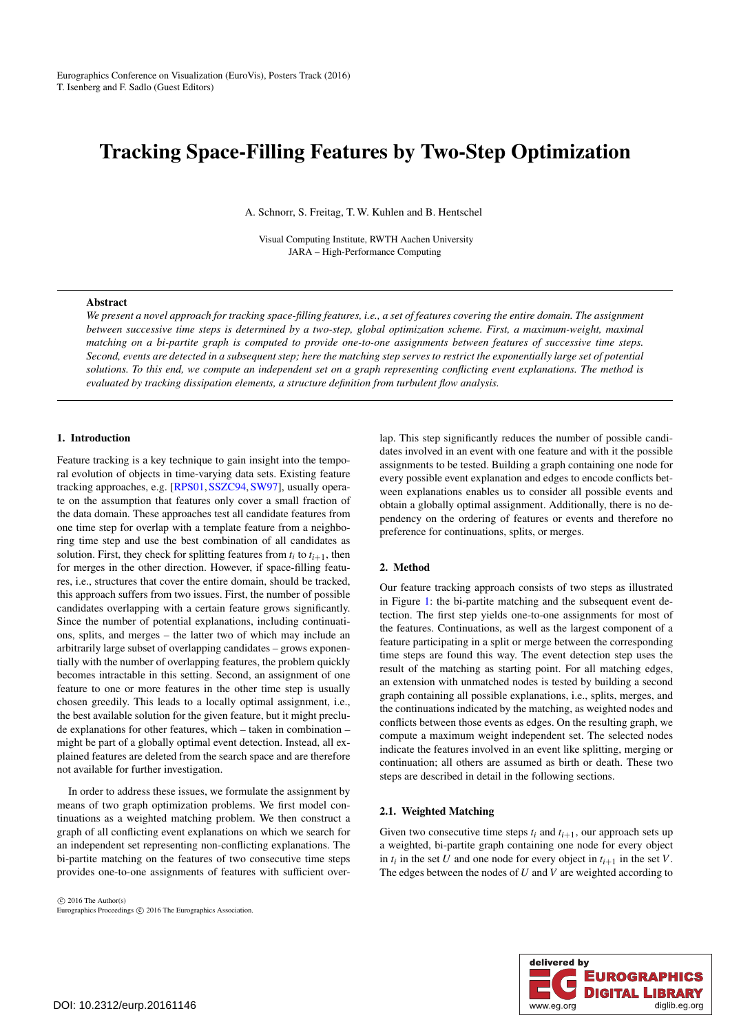Eurographics Conference on Visualization (EuroVis), Posters Track (2016)
T. Isenberg and F. Sadlo (Guest Editors)

# Tracking Space-Filling Features by Two-Step Optimization

A. Schnorr, S. Freitag, T. W. Kuhlen and B. Hentschel

Visual Computing Institute, RWTH Aachen University
JARA – High-Performance Computing

**Abstract**

*We present a novel approach for tracking space-filling features, i.e., a set of features covering the entire domain. The assignment between successive time steps is determined by a two-step, global optimization scheme. First, a maximum-weight, maximal matching on a bi-partite graph is computed to provide one-to-one assignments between features of successive time steps. Second, events are detected in a subsequent step; here the matching step serves to restrict the exponentially large set of potential solutions. To this end, we compute an independent set on a graph representing conflicting event explanations. The method is evaluated by tracking dissipation elements, a structure definition from turbulent flow analysis.*

## 1. Introduction

Feature tracking is a key technique to gain insight into the temporal evolution of objects in time-varying data sets. Existing feature tracking approaches, e.g. [RPS01, SSZC94, SW97], usually operate on the assumption that features only cover a small fraction of the data domain. These approaches test all candidate features from one time step for overlap with a template feature from a neighboring time step and use the best combination of all candidates as solution. First, they check for splitting features from $t_i$ to $t_{i+1}$, then for merges in the other direction. However, if space-filling features, i.e., structures that cover the entire domain, should be tracked, this approach suffers from two issues. First, the number of possible candidates overlapping with a certain feature grows significantly. Since the number of potential explanations, including continuations, splits, and merges – the latter two of which may include an arbitrarily large subset of overlapping candidates – grows exponentially with the number of overlapping features, the problem quickly becomes intractable in this setting. Second, an assignment of one feature to one or more features in the other time step is usually chosen greedily. This leads to a locally optimal assignment, i.e., the best available solution for the given feature, but it might preclude explanations for other features, which – taken in combination – might be part of a globally optimal event detection. Instead, all explained features are deleted from the search space and are therefore not available for further investigation.

In order to address these issues, we formulate the assignment by means of two graph optimization problems. We first model continuations as a weighted matching problem. We then construct a graph of all conflicting event explanations on which we search for an independent set representing non-conflicting explanations. The bi-partite matching on the features of two consecutive time steps provides one-to-one assignments of features with sufficient overlap. This step significantly reduces the number of possible candidates involved in an event with one feature and with it the possible assignments to be tested. Building a graph containing one node for every possible event explanation and edges to encode conflicts between explanations enables us to consider all possible events and obtain a globally optimal assignment. Additionally, there is no dependency on the ordering of features or events and therefore no preference for continuations, splits, or merges.

## 2. Method

Our feature tracking approach consists of two steps as illustrated in Figure 1: the bi-partite matching and the subsequent event detection. The first step yields one-to-one assignments for most of the features. Continuations, as well as the largest component of a feature participating in a split or merge between the corresponding time steps are found this way. The event detection step uses the result of the matching as starting point. For all matching edges, an extension with unmatched nodes is tested by building a second graph containing all possible explanations, i.e., splits, merges, and the continuations indicated by the matching, as weighted nodes and conflicts between those events as edges. On the resulting graph, we compute a maximum weight independent set. The selected nodes indicate the features involved in an event like splitting, merging or continuation; all others are assumed as birth or death. These two steps are described in detail in the following sections.

### 2.1. Weighted Matching

Given two consecutive time steps $t_i$ and $t_{i+1}$, our approach sets up a weighted, bi-partite graph containing one node for every object in $t_i$ in the set $U$ and one node for every object in $t_{i+1}$ in the set $V$. The edges between the nodes of $U$ and $V$ are weighted according to

© 2016 The Author(s)
Eurographics Proceedings © 2016 The Eurographics Association.

DOI: 10.2312/eurp.20161146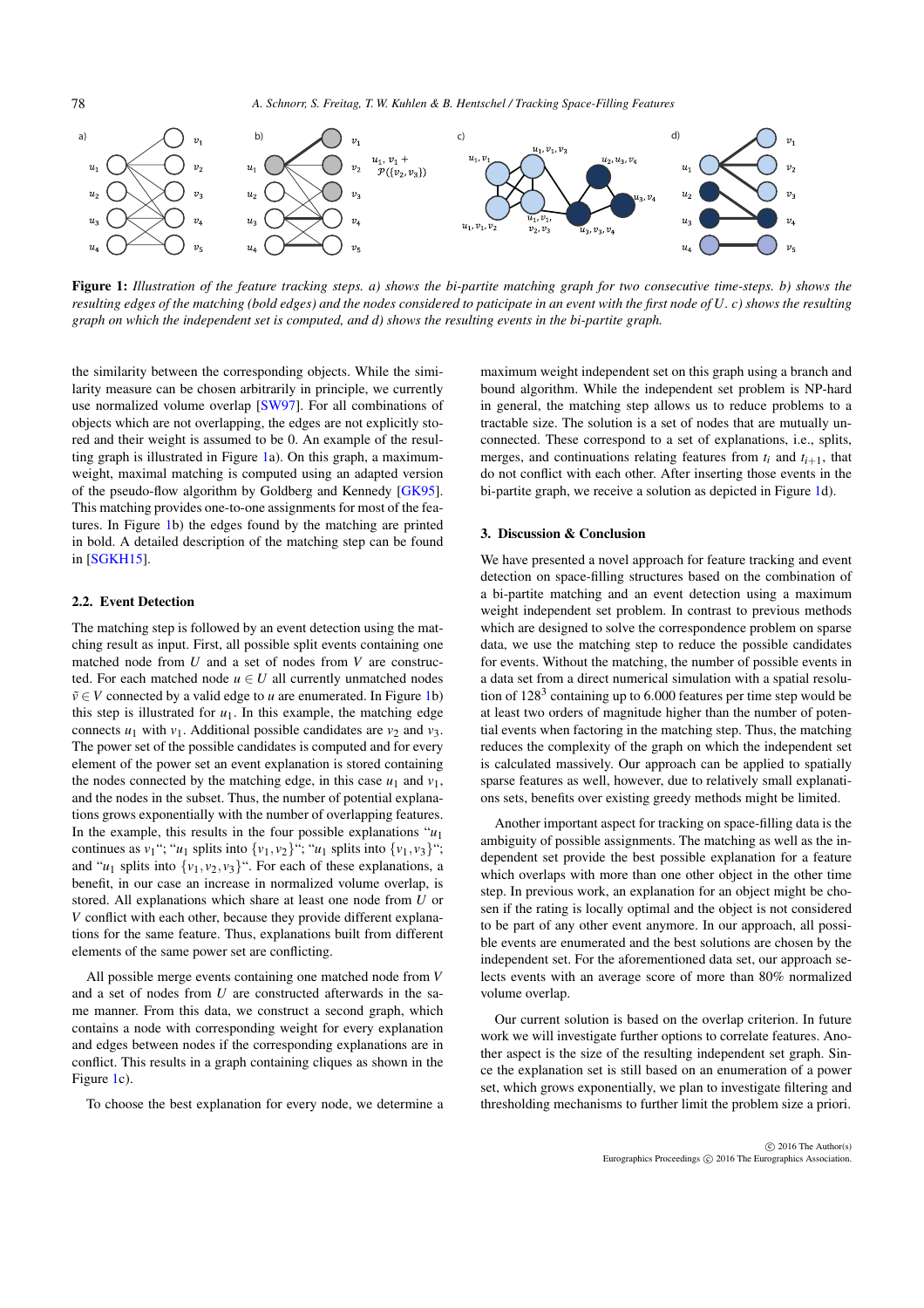**Figure 1:** *Illustration of the feature tracking steps. a) shows the bi-partite matching graph for two consecutive time-steps. b) shows the resulting edges of the matching (bold edges) and the nodes considered to paticipate in an event with the first node of $U$. c) shows the resulting graph on which the independent set is computed, and d) shows the resulting events in the bi-partite graph.*

the similarity between the corresponding objects. While the similarity measure can be chosen arbitrarily in principle, we currently use normalized volume overlap [SW97]. For all combinations of objects which are not overlapping, the edges are not explicitly stored and their weight is assumed to be 0. An example of the resulting graph is illustrated in Figure 1a). On this graph, a maximum-weight, maximal matching is computed using an adapted version of the pseudo-flow algorithm by Goldberg and Kennedy [GK95]. This matching provides one-to-one assignments for most of the features. In Figure 1b) the edges found by the matching are printed in bold. A detailed description of the matching step can be found in [SGKH15].

### 2.2. Event Detection

The matching step is followed by an event detection using the matching result as input. First, all possible split events containing one matched node from $U$ and a set of nodes from $V$ are constructed. For each matched node $u \in U$ all currently unmatched nodes $\tilde{v} \in V$ connected by a valid edge to $u$ are enumerated. In Figure 1b) this step is illustrated for $u_1$. In this example, the matching edge connects $u_1$ with $v_1$. Additional possible candidates are $v_2$ and $v_3$. The power set of the possible candidates is computed and for every element of the power set an event explanation is stored containing the nodes connected by the matching edge, in this case $u_1$ and $v_1$, and the nodes in the subset. Thus, the number of potential explanations grows exponentially with the number of overlapping features. In the example, this results in the four possible explanations "$u_1$ continues as $v_1$"; "$u_1$ splits into $\{v_1, v_2\}$"; "$u_1$ splits into $\{v_1, v_3\}$"; and "$u_1$ splits into $\{v_1, v_2, v_3\}$". For each of these explanations, a benefit, in our case an increase in normalized volume overlap, is stored. All explanations which share at least one node from $U$ or $V$ conflict with each other, because they provide different explanations for the same feature. Thus, explanations built from different elements of the same power set are conflicting.

All possible merge events containing one matched node from $V$ and a set of nodes from $U$ are constructed afterwards in the same manner. From this data, we construct a second graph, which contains a node with corresponding weight for every explanation and edges between nodes if the corresponding explanations are in conflict. This results in a graph containing cliques as shown in the Figure 1c).

To choose the best explanation for every node, we determine a maximum weight independent set on this graph using a branch and bound algorithm. While the independent set problem is NP-hard in general, the matching step allows us to reduce problems to a tractable size. The solution is a set of nodes that are mutually unconnected. These correspond to a set of explanations, i.e., splits, merges, and continuations relating features from $t_i$ and $t_{i+1}$, that do not conflict with each other. After inserting those events in the bi-partite graph, we receive a solution as depicted in Figure 1d).

## 3. Discussion & Conclusion

We have presented a novel approach for feature tracking and event detection on space-filling structures based on the combination of a bi-partite matching and an event detection using a maximum weight independent set problem. In contrast to previous methods which are designed to solve the correspondence problem on sparse data, we use the matching step to reduce the possible candidates for events. Without the matching, the number of possible events in a data set from a direct numerical simulation with a spatial resolution of $128^3$ containing up to 6.000 features per time step would be at least two orders of magnitude higher than the number of potential events when factoring in the matching step. Thus, the matching reduces the complexity of the graph on which the independent set is calculated massively. Our approach can be applied to spatially sparse features as well, however, due to relatively small explanations sets, benefits over existing greedy methods might be limited.

Another important aspect for tracking on space-filling data is the ambiguity of possible assignments. The matching as well as the independent set provide the best possible explanation for a feature which overlaps with more than one other object in the other time step. In previous work, an explanation for an object might be chosen if the rating is locally optimal and the object is not considered to be part of any other event anymore. In our approach, all possible events are enumerated and the best solutions are chosen by the independent set. For the aforementioned data set, our approach selects events with an average score of more than 80% normalized volume overlap.

Our current solution is based on the overlap criterion. In future work we will investigate further options to correlate features. Another aspect is the size of the resulting independent set graph. Since the explanation set is still based on an enumeration of a power set, which grows exponentially, we plan to investigate filtering and thresholding mechanisms to further limit the problem size a priori.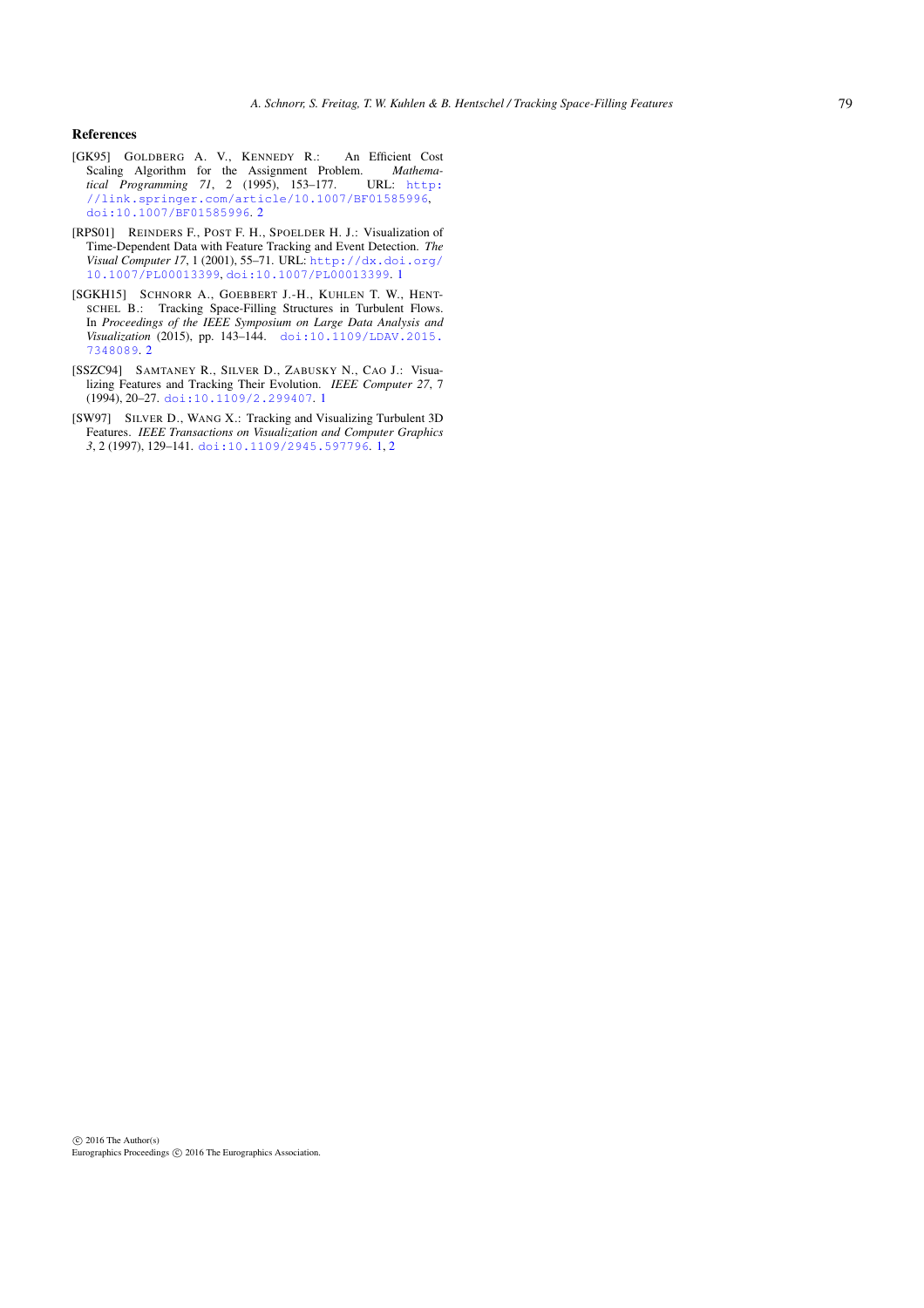## References

[GK95] GOLDBERG A. V., KENNEDY R.: An Efficient Cost Scaling Algorithm for the Assignment Problem. *Mathematical Programming 71*, 2 (1995), 153–177. URL: http://link.springer.com/article/10.1007/BF01585996, doi:10.1007/BF01585996. 2

[RPS01] REINDERS F., POST F. H., SPOELDER H. J.: Visualization of Time-Dependent Data with Feature Tracking and Event Detection. *The Visual Computer 17*, 1 (2001), 55–71. URL: http://dx.doi.org/10.1007/PL00013399, doi:10.1007/PL00013399. 1

[SGKH15] SCHNORR A., GOEBBERT J.-H., KUHLEN T. W., HENTSCHEL B.: Tracking Space-Filling Structures in Turbulent Flows. In *Proceedings of the IEEE Symposium on Large Data Analysis and Visualization* (2015), pp. 143–144. doi:10.1109/LDAV.2015.7348089. 2

[SSZC94] SAMTANEY R., SILVER D., ZABUSKY N., CAO J.: Visualizing Features and Tracking Their Evolution. *IEEE Computer 27*, 7 (1994), 20–27. doi:10.1109/2.299407. 1

[SW97] SILVER D., WANG X.: Tracking and Visualizing Turbulent 3D Features. *IEEE Transactions on Visualization and Computer Graphics 3*, 2 (1997), 129–141. doi:10.1109/2945.597796. 1, 2

© 2016 The Author(s)
Eurographics Proceedings © 2016 The Eurographics Association.